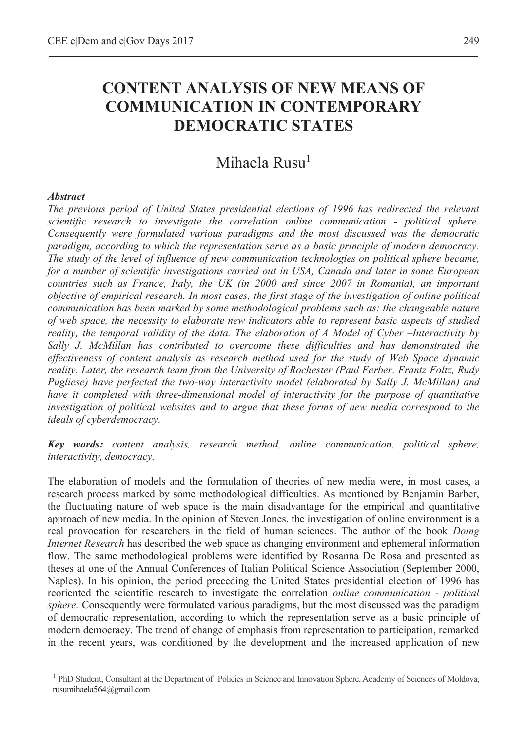# CONTENT ANALYSIS OF NEW MEANS OF COMMUNICATION IN CONTEMPORARY DEMOCRATIC STATES

Mihaela Rusu[1]

***Abstract***

*The previous period of United States presidential elections of 1996 has redirected the relevant scientific research to investigate the correlation online communication - political sphere. Consequently were formulated various paradigms and the most discussed was the democratic paradigm, according to which the representation serve as a basic principle of modern democracy. The study of the level of influence of new communication technologies on political sphere became, for a number of scientific investigations carried out in USA, Canada and later in some European countries such as France, Italy, the UK (in 2000 and since 2007 in Romania), an important objective of empirical research. In most cases, the first stage of the investigation of online political communication has been marked by some methodological problems such as: the changeable nature of web space, the necessity to elaborate new indicators able to represent basic aspects of studied reality, the temporal validity of the data. The elaboration of A Model of Cyber –Interactivity by Sally J. McMillan has contributed to overcome these difficulties and has demonstrated the effectiveness of content analysis as research method used for the study of Web Space dynamic reality. Later, the research team from the University of Rochester (Paul Ferber, Frantz Foltz, Rudy Pugliese) have perfected the two-way interactivity model (elaborated by Sally J. McMillan) and have it completed with three-dimensional model of interactivity for the purpose of quantitative investigation of political websites and to argue that these forms of new media correspond to the ideals of cyberdemocracy.*

***Key words:*** *content analysis, research method, online communication, political sphere, interactivity, democracy.*

The elaboration of models and the formulation of theories of new media were, in most cases, a research process marked by some methodological difficulties. As mentioned by Benjamin Barber, the fluctuating nature of web space is the main disadvantage for the empirical and quantitative approach of new media. In the opinion of Steven Jones, the investigation of online environment is a real provocation for researchers in the field of human sciences. The author of the book *Doing Internet Research* has described the web space as changing environment and ephemeral information flow. The same methodological problems were identified by Rosanna De Rosa and presented as theses at one of the Annual Conferences of Italian Political Science Association (September 2000, Naples). In his opinion, the period preceding the United States presidential election of 1996 has reoriented the scientific research to investigate the correlation *online communication - political sphere.* Consequently were formulated various paradigms, but the most discussed was the paradigm of democratic representation, according to which the representation serve as a basic principle of modern democracy. The trend of change of emphasis from representation to participation, remarked in the recent years, was conditioned by the development and the increased application of new

---

[1] PhD Student, Consultant at the Department of Policies in Science and Innovation Sphere, Academy of Sciences of Moldova, rusumihaela564@gmail.com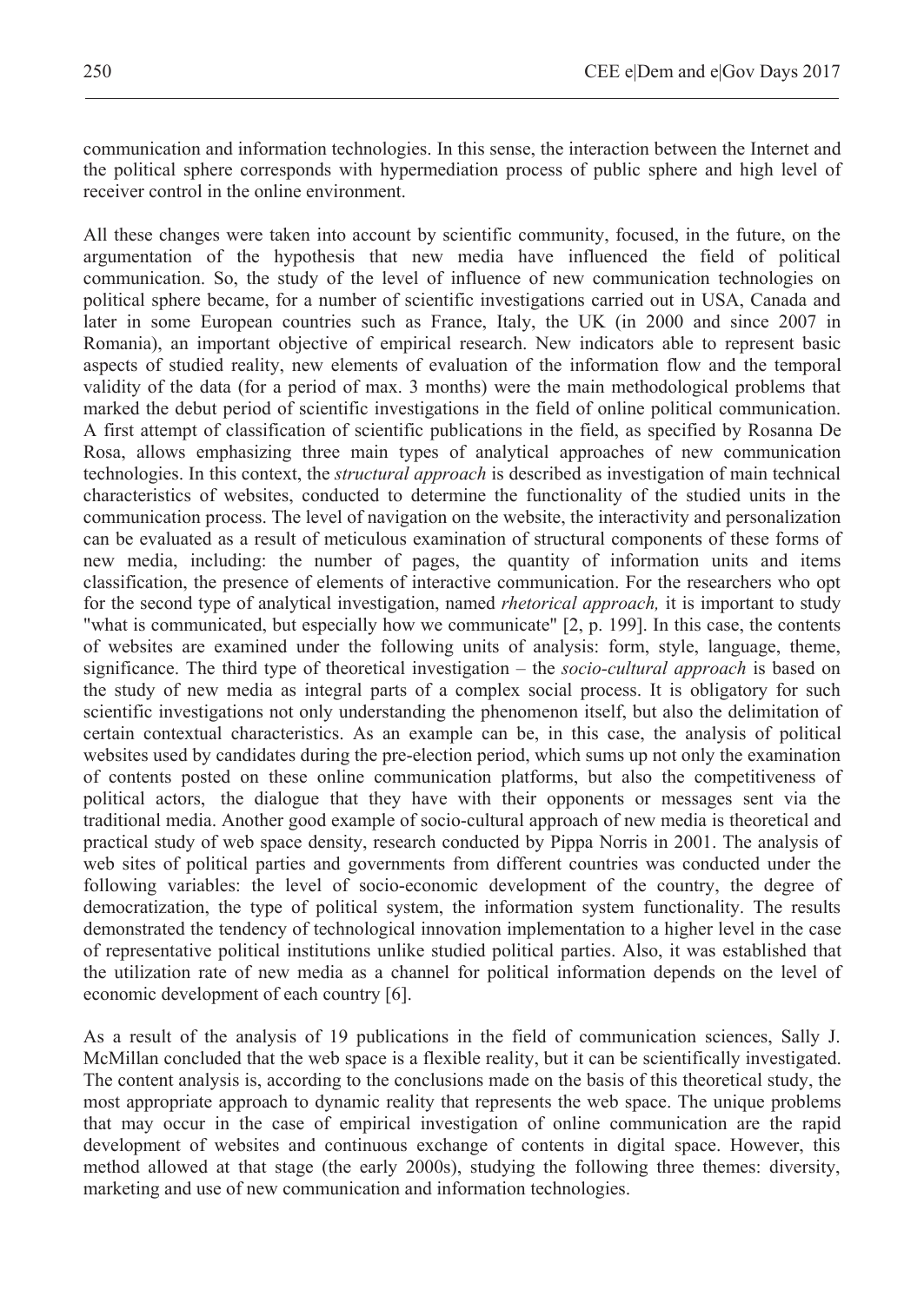communication and information technologies. In this sense, the interaction between the Internet and the political sphere corresponds with hypermediation process of public sphere and high level of receiver control in the online environment.

All these changes were taken into account by scientific community, focused, in the future, on the argumentation of the hypothesis that new media have influenced the field of political communication. So, the study of the level of influence of new communication technologies on political sphere became, for a number of scientific investigations carried out in USA, Canada and later in some European countries such as France, Italy, the UK (in 2000 and since 2007 in Romania), an important objective of empirical research. New indicators able to represent basic aspects of studied reality, new elements of evaluation of the information flow and the temporal validity of the data (for a period of max. 3 months) were the main methodological problems that marked the debut period of scientific investigations in the field of online political communication. A first attempt of classification of scientific publications in the field, as specified by Rosanna De Rosa, allows emphasizing three main types of analytical approaches of new communication technologies. In this context, the *structural approach* is described as investigation of main technical characteristics of websites, conducted to determine the functionality of the studied units in the communication process. The level of navigation on the website, the interactivity and personalization can be evaluated as a result of meticulous examination of structural components of these forms of new media, including: the number of pages, the quantity of information units and items classification, the presence of elements of interactive communication. For the researchers who opt for the second type of analytical investigation, named *rhetorical approach,* it is important to study "what is communicated, but especially how we communicate" [2, p. 199]. In this case, the contents of websites are examined under the following units of analysis: form, style, language, theme, significance. The third type of theoretical investigation – the *socio-cultural approach* is based on the study of new media as integral parts of a complex social process. It is obligatory for such scientific investigations not only understanding the phenomenon itself, but also the delimitation of certain contextual characteristics. As an example can be, in this case, the analysis of political websites used by candidates during the pre-election period, which sums up not only the examination of contents posted on these online communication platforms, but also the competitiveness of political actors, the dialogue that they have with their opponents or messages sent via the traditional media. Another good example of socio-cultural approach of new media is theoretical and practical study of web space density, research conducted by Pippa Norris in 2001. The analysis of web sites of political parties and governments from different countries was conducted under the following variables: the level of socio-economic development of the country, the degree of democratization, the type of political system, the information system functionality. The results demonstrated the tendency of technological innovation implementation to a higher level in the case of representative political institutions unlike studied political parties. Also, it was established that the utilization rate of new media as a channel for political information depends on the level of economic development of each country [6].

As a result of the analysis of 19 publications in the field of communication sciences, Sally J. McMillan concluded that the web space is a flexible reality, but it can be scientifically investigated. The content analysis is, according to the conclusions made on the basis of this theoretical study, the most appropriate approach to dynamic reality that represents the web space. The unique problems that may occur in the case of empirical investigation of online communication are the rapid development of websites and continuous exchange of contents in digital space. However, this method allowed at that stage (the early 2000s), studying the following three themes: diversity, marketing and use of new communication and information technologies.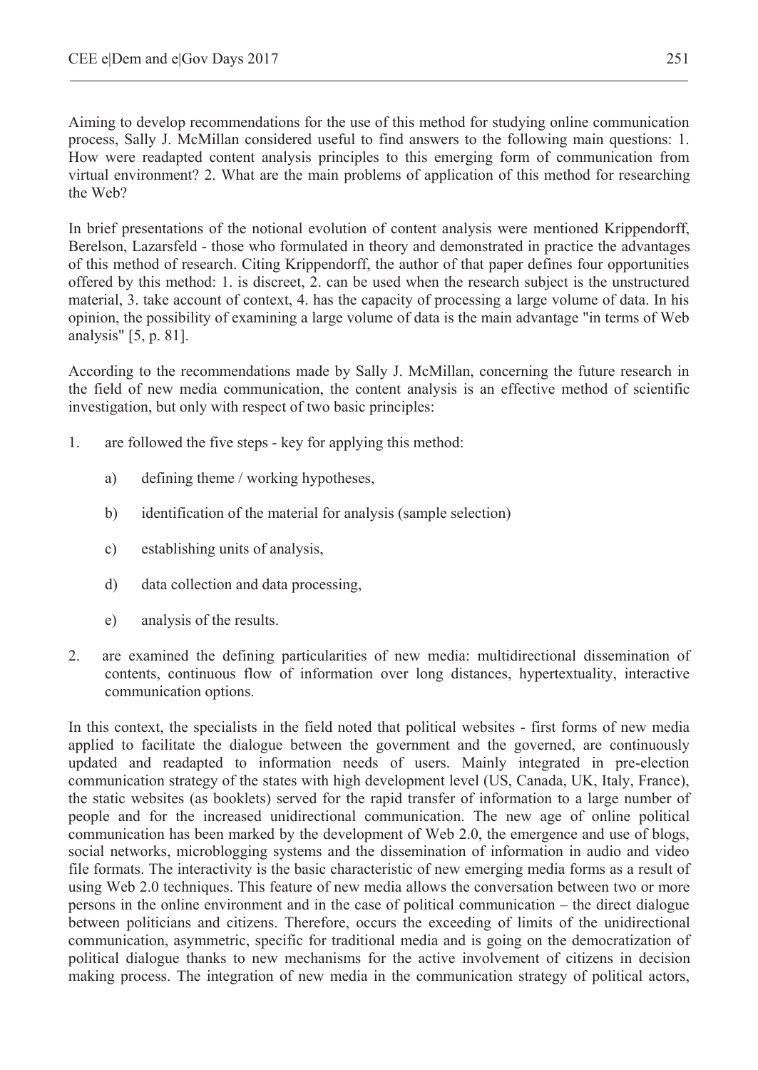Aiming to develop recommendations for the use of this method for studying online communication process, Sally J. McMillan considered useful to find answers to the following main questions: 1. How were readapted content analysis principles to this emerging form of communication from virtual environment? 2. What are the main problems of application of this method for researching the Web?

In brief presentations of the notional evolution of content analysis were mentioned Krippendorff, Berelson, Lazarsfeld - those who formulated in theory and demonstrated in practice the advantages of this method of research. Citing Krippendorff, the author of that paper defines four opportunities offered by this method: 1. is discreet, 2. can be used when the research subject is the unstructured material, 3. take account of context, 4. has the capacity of processing a large volume of data. In his opinion, the possibility of examining a large volume of data is the main advantage "in terms of Web analysis" [5, p. 81].

According to the recommendations made by Sally J. McMillan, concerning the future research in the field of new media communication, the content analysis is an effective method of scientific investigation, but only with respect of two basic principles:

1. are followed the five steps - key for applying this method:
   a) defining theme / working hypotheses,
   b) identification of the material for analysis (sample selection)
   c) establishing units of analysis,
   d) data collection and data processing,
   e) analysis of the results.
2. are examined the defining particularities of new media: multidirectional dissemination of contents, continuous flow of information over long distances, hypertextuality, interactive communication options.

In this context, the specialists in the field noted that political websites - first forms of new media applied to facilitate the dialogue between the government and the governed, are continuously updated and readapted to information needs of users. Mainly integrated in pre-election communication strategy of the states with high development level (US, Canada, UK, Italy, France), the static websites (as booklets) served for the rapid transfer of information to a large number of people and for the increased unidirectional communication. The new age of online political communication has been marked by the development of Web 2.0, the emergence and use of blogs, social networks, microblogging systems and the dissemination of information in audio and video file formats. The interactivity is the basic characteristic of new emerging media forms as a result of using Web 2.0 techniques. This feature of new media allows the conversation between two or more persons in the online environment and in the case of political communication – the direct dialogue between politicians and citizens. Therefore, occurs the exceeding of limits of the unidirectional communication, asymmetric, specific for traditional media and is going on the democratization of political dialogue thanks to new mechanisms for the active involvement of citizens in decision making process. The integration of new media in the communication strategy of political actors,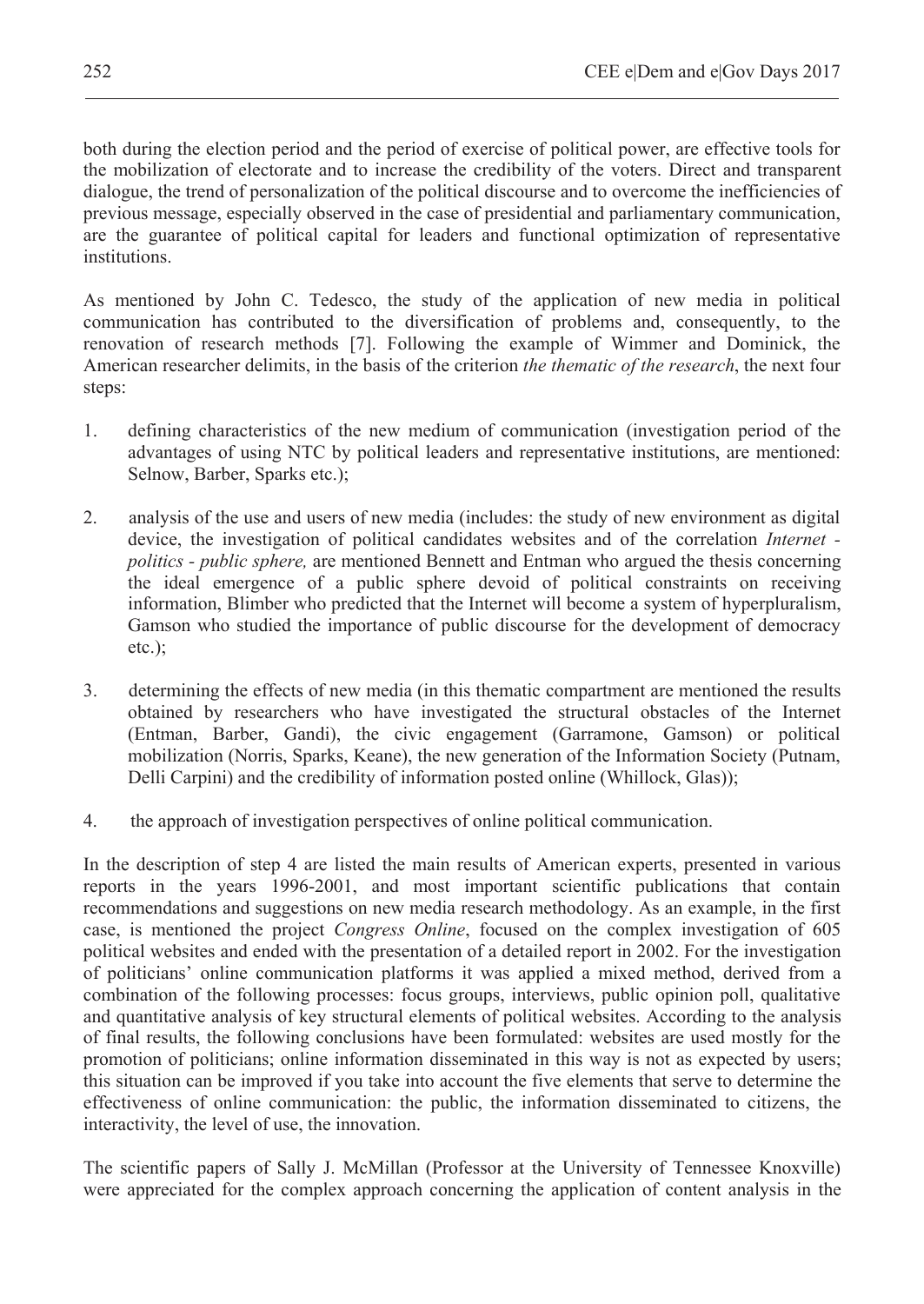both during the election period and the period of exercise of political power, are effective tools for the mobilization of electorate and to increase the credibility of the voters. Direct and transparent dialogue, the trend of personalization of the political discourse and to overcome the inefficiencies of previous message, especially observed in the case of presidential and parliamentary communication, are the guarantee of political capital for leaders and functional optimization of representative institutions.

As mentioned by John C. Tedesco, the study of the application of new media in political communication has contributed to the diversification of problems and, consequently, to the renovation of research methods [7]. Following the example of Wimmer and Dominick, the American researcher delimits, in the basis of the criterion *the thematic of the research*, the next four steps:

1. defining characteristics of the new medium of communication (investigation period of the advantages of using NTC by political leaders and representative institutions, are mentioned: Selnow, Barber, Sparks etc.);

2. analysis of the use and users of new media (includes: the study of new environment as digital device, the investigation of political candidates websites and of the correlation *Internet - politics - public sphere,* are mentioned Bennett and Entman who argued the thesis concerning the ideal emergence of a public sphere devoid of political constraints on receiving information, Blimber who predicted that the Internet will become a system of hyperpluralism, Gamson who studied the importance of public discourse for the development of democracy etc.);

3. determining the effects of new media (in this thematic compartment are mentioned the results obtained by researchers who have investigated the structural obstacles of the Internet (Entman, Barber, Gandi), the civic engagement (Garramone, Gamson) or political mobilization (Norris, Sparks, Keane), the new generation of the Information Society (Putnam, Delli Carpini) and the credibility of information posted online (Whillock, Glas));

4. the approach of investigation perspectives of online political communication.

In the description of step 4 are listed the main results of American experts, presented in various reports in the years 1996-2001, and most important scientific publications that contain recommendations and suggestions on new media research methodology. As an example, in the first case, is mentioned the project *Congress Online*, focused on the complex investigation of 605 political websites and ended with the presentation of a detailed report in 2002. For the investigation of politicians' online communication platforms it was applied a mixed method, derived from a combination of the following processes: focus groups, interviews, public opinion poll, qualitative and quantitative analysis of key structural elements of political websites. According to the analysis of final results, the following conclusions have been formulated: websites are used mostly for the promotion of politicians; online information disseminated in this way is not as expected by users; this situation can be improved if you take into account the five elements that serve to determine the effectiveness of online communication: the public, the information disseminated to citizens, the interactivity, the level of use, the innovation.

The scientific papers of Sally J. McMillan (Professor at the University of Tennessee Knoxville) were appreciated for the complex approach concerning the application of content analysis in the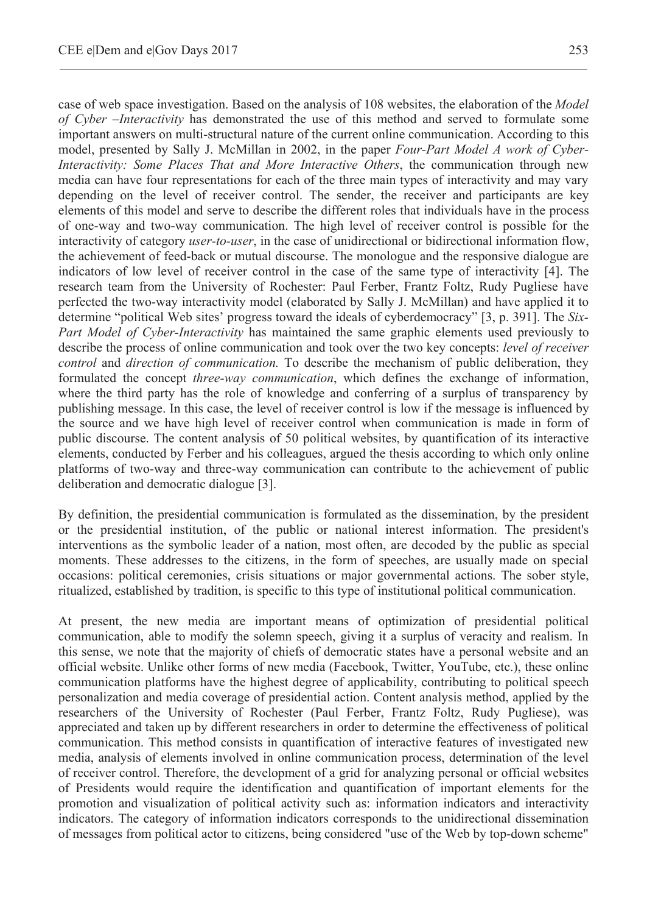case of web space investigation. Based on the analysis of 108 websites, the elaboration of the *Model of Cyber –Interactivity* has demonstrated the use of this method and served to formulate some important answers on multi-structural nature of the current online communication. According to this model, presented by Sally J. McMillan in 2002, in the paper *Four-Part Model A work of Cyber-Interactivity: Some Places That and More Interactive Others*, the communication through new media can have four representations for each of the three main types of interactivity and may vary depending on the level of receiver control. The sender, the receiver and participants are key elements of this model and serve to describe the different roles that individuals have in the process of one-way and two-way communication. The high level of receiver control is possible for the interactivity of category *user-to-user*, in the case of unidirectional or bidirectional information flow, the achievement of feed-back or mutual discourse. The monologue and the responsive dialogue are indicators of low level of receiver control in the case of the same type of interactivity [4]. The research team from the University of Rochester: Paul Ferber, Frantz Foltz, Rudy Pugliese have perfected the two-way interactivity model (elaborated by Sally J. McMillan) and have applied it to determine "political Web sites' progress toward the ideals of cyberdemocracy" [3, p. 391]. The *Six-Part Model of Cyber-Interactivity* has maintained the same graphic elements used previously to describe the process of online communication and took over the two key concepts: *level of receiver control* and *direction of communication.* To describe the mechanism of public deliberation, they formulated the concept *three-way communication*, which defines the exchange of information, where the third party has the role of knowledge and conferring of a surplus of transparency by publishing message. In this case, the level of receiver control is low if the message is influenced by the source and we have high level of receiver control when communication is made in form of public discourse. The content analysis of 50 political websites, by quantification of its interactive elements, conducted by Ferber and his colleagues, argued the thesis according to which only online platforms of two-way and three-way communication can contribute to the achievement of public deliberation and democratic dialogue [3].

By definition, the presidential communication is formulated as the dissemination, by the president or the presidential institution, of the public or national interest information. The president's interventions as the symbolic leader of a nation, most often, are decoded by the public as special moments. These addresses to the citizens, in the form of speeches, are usually made on special occasions: political ceremonies, crisis situations or major governmental actions. The sober style, ritualized, established by tradition, is specific to this type of institutional political communication.

At present, the new media are important means of optimization of presidential political communication, able to modify the solemn speech, giving it a surplus of veracity and realism. In this sense, we note that the majority of chiefs of democratic states have a personal website and an official website. Unlike other forms of new media (Facebook, Twitter, YouTube, etc.), these online communication platforms have the highest degree of applicability, contributing to political speech personalization and media coverage of presidential action. Content analysis method, applied by the researchers of the University of Rochester (Paul Ferber, Frantz Foltz, Rudy Pugliese), was appreciated and taken up by different researchers in order to determine the effectiveness of political communication. This method consists in quantification of interactive features of investigated new media, analysis of elements involved in online communication process, determination of the level of receiver control. Therefore, the development of a grid for analyzing personal or official websites of Presidents would require the identification and quantification of important elements for the promotion and visualization of political activity such as: information indicators and interactivity indicators. The category of information indicators corresponds to the unidirectional dissemination of messages from political actor to citizens, being considered "use of the Web by top-down scheme"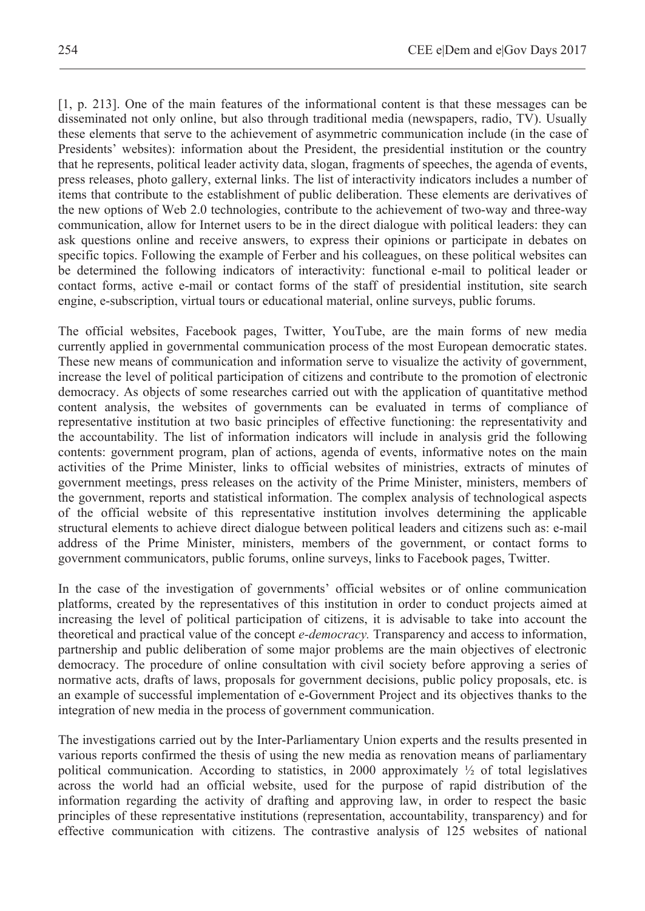[1, p. 213]. One of the main features of the informational content is that these messages can be disseminated not only online, but also through traditional media (newspapers, radio, TV). Usually these elements that serve to the achievement of asymmetric communication include (in the case of Presidents' websites): information about the President, the presidential institution or the country that he represents, political leader activity data, slogan, fragments of speeches, the agenda of events, press releases, photo gallery, external links. The list of interactivity indicators includes a number of items that contribute to the establishment of public deliberation. These elements are derivatives of the new options of Web 2.0 technologies, contribute to the achievement of two-way and three-way communication, allow for Internet users to be in the direct dialogue with political leaders: they can ask questions online and receive answers, to express their opinions or participate in debates on specific topics. Following the example of Ferber and his colleagues, on these political websites can be determined the following indicators of interactivity: functional e-mail to political leader or contact forms, active e-mail or contact forms of the staff of presidential institution, site search engine, e-subscription, virtual tours or educational material, online surveys, public forums.

The official websites, Facebook pages, Twitter, YouTube, are the main forms of new media currently applied in governmental communication process of the most European democratic states. These new means of communication and information serve to visualize the activity of government, increase the level of political participation of citizens and contribute to the promotion of electronic democracy. As objects of some researches carried out with the application of quantitative method content analysis, the websites of governments can be evaluated in terms of compliance of representative institution at two basic principles of effective functioning: the representativity and the accountability. The list of information indicators will include in analysis grid the following contents: government program, plan of actions, agenda of events, informative notes on the main activities of the Prime Minister, links to official websites of ministries, extracts of minutes of government meetings, press releases on the activity of the Prime Minister, ministers, members of the government, reports and statistical information. The complex analysis of technological aspects of the official website of this representative institution involves determining the applicable structural elements to achieve direct dialogue between political leaders and citizens such as: e-mail address of the Prime Minister, ministers, members of the government, or contact forms to government communicators, public forums, online surveys, links to Facebook pages, Twitter.

In the case of the investigation of governments' official websites or of online communication platforms, created by the representatives of this institution in order to conduct projects aimed at increasing the level of political participation of citizens, it is advisable to take into account the theoretical and practical value of the concept *e-democracy.* Transparency and access to information, partnership and public deliberation of some major problems are the main objectives of electronic democracy. The procedure of online consultation with civil society before approving a series of normative acts, drafts of laws, proposals for government decisions, public policy proposals, etc. is an example of successful implementation of e-Government Project and its objectives thanks to the integration of new media in the process of government communication.

The investigations carried out by the Inter-Parliamentary Union experts and the results presented in various reports confirmed the thesis of using the new media as renovation means of parliamentary political communication. According to statistics, in 2000 approximately ½ of total legislatives across the world had an official website, used for the purpose of rapid distribution of the information regarding the activity of drafting and approving law, in order to respect the basic principles of these representative institutions (representation, accountability, transparency) and for effective communication with citizens. The contrastive analysis of 125 websites of national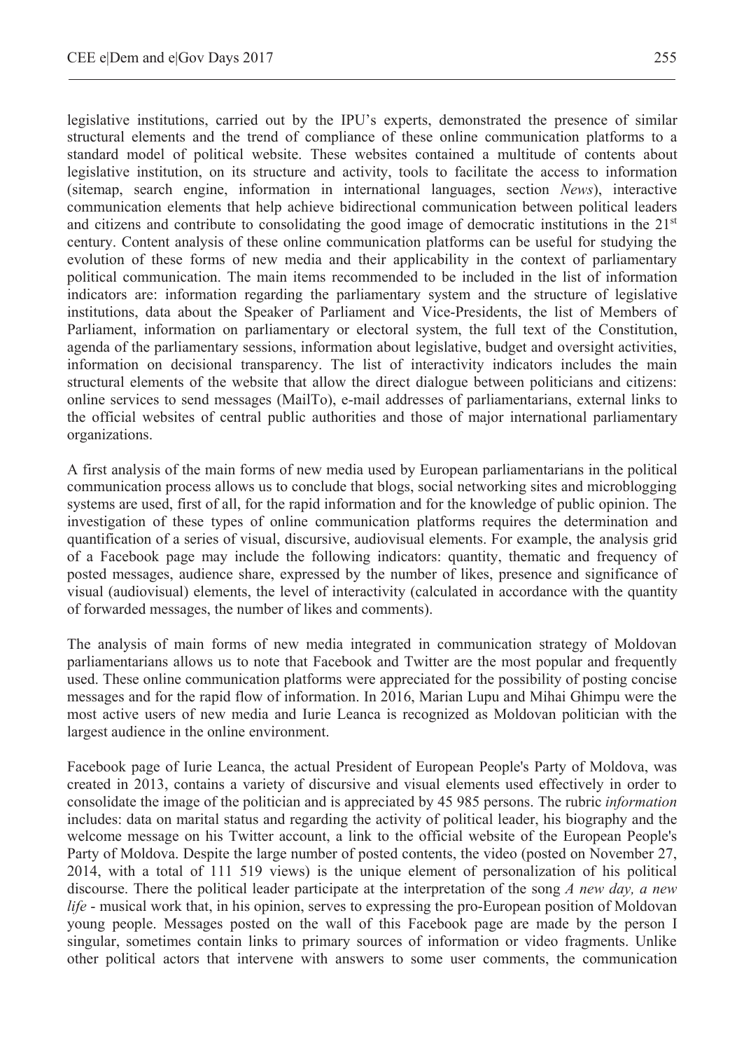legislative institutions, carried out by the IPU's experts, demonstrated the presence of similar structural elements and the trend of compliance of these online communication platforms to a standard model of political website. These websites contained a multitude of contents about legislative institution, on its structure and activity, tools to facilitate the access to information (sitemap, search engine, information in international languages, section *News*), interactive communication elements that help achieve bidirectional communication between political leaders and citizens and contribute to consolidating the good image of democratic institutions in the 21st century. Content analysis of these online communication platforms can be useful for studying the evolution of these forms of new media and their applicability in the context of parliamentary political communication. The main items recommended to be included in the list of information indicators are: information regarding the parliamentary system and the structure of legislative institutions, data about the Speaker of Parliament and Vice-Presidents, the list of Members of Parliament, information on parliamentary or electoral system, the full text of the Constitution, agenda of the parliamentary sessions, information about legislative, budget and oversight activities, information on decisional transparency. The list of interactivity indicators includes the main structural elements of the website that allow the direct dialogue between politicians and citizens: online services to send messages (MailTo), e-mail addresses of parliamentarians, external links to the official websites of central public authorities and those of major international parliamentary organizations.

A first analysis of the main forms of new media used by European parliamentarians in the political communication process allows us to conclude that blogs, social networking sites and microblogging systems are used, first of all, for the rapid information and for the knowledge of public opinion. The investigation of these types of online communication platforms requires the determination and quantification of a series of visual, discursive, audiovisual elements. For example, the analysis grid of a Facebook page may include the following indicators: quantity, thematic and frequency of posted messages, audience share, expressed by the number of likes, presence and significance of visual (audiovisual) elements, the level of interactivity (calculated in accordance with the quantity of forwarded messages, the number of likes and comments).

The analysis of main forms of new media integrated in communication strategy of Moldovan parliamentarians allows us to note that Facebook and Twitter are the most popular and frequently used. These online communication platforms were appreciated for the possibility of posting concise messages and for the rapid flow of information. In 2016, Marian Lupu and Mihai Ghimpu were the most active users of new media and Iurie Leanca is recognized as Moldovan politician with the largest audience in the online environment.

Facebook page of Iurie Leanca, the actual President of European People's Party of Moldova, was created in 2013, contains a variety of discursive and visual elements used effectively in order to consolidate the image of the politician and is appreciated by 45 985 persons. The rubric *information* includes: data on marital status and regarding the activity of political leader, his biography and the welcome message on his Twitter account, a link to the official website of the European People's Party of Moldova. Despite the large number of posted contents, the video (posted on November 27, 2014, with a total of 111 519 views) is the unique element of personalization of his political discourse. There the political leader participate at the interpretation of the song *A new day, a new life* - musical work that, in his opinion, serves to expressing the pro-European position of Moldovan young people. Messages posted on the wall of this Facebook page are made by the person I singular, sometimes contain links to primary sources of information or video fragments. Unlike other political actors that intervene with answers to some user comments, the communication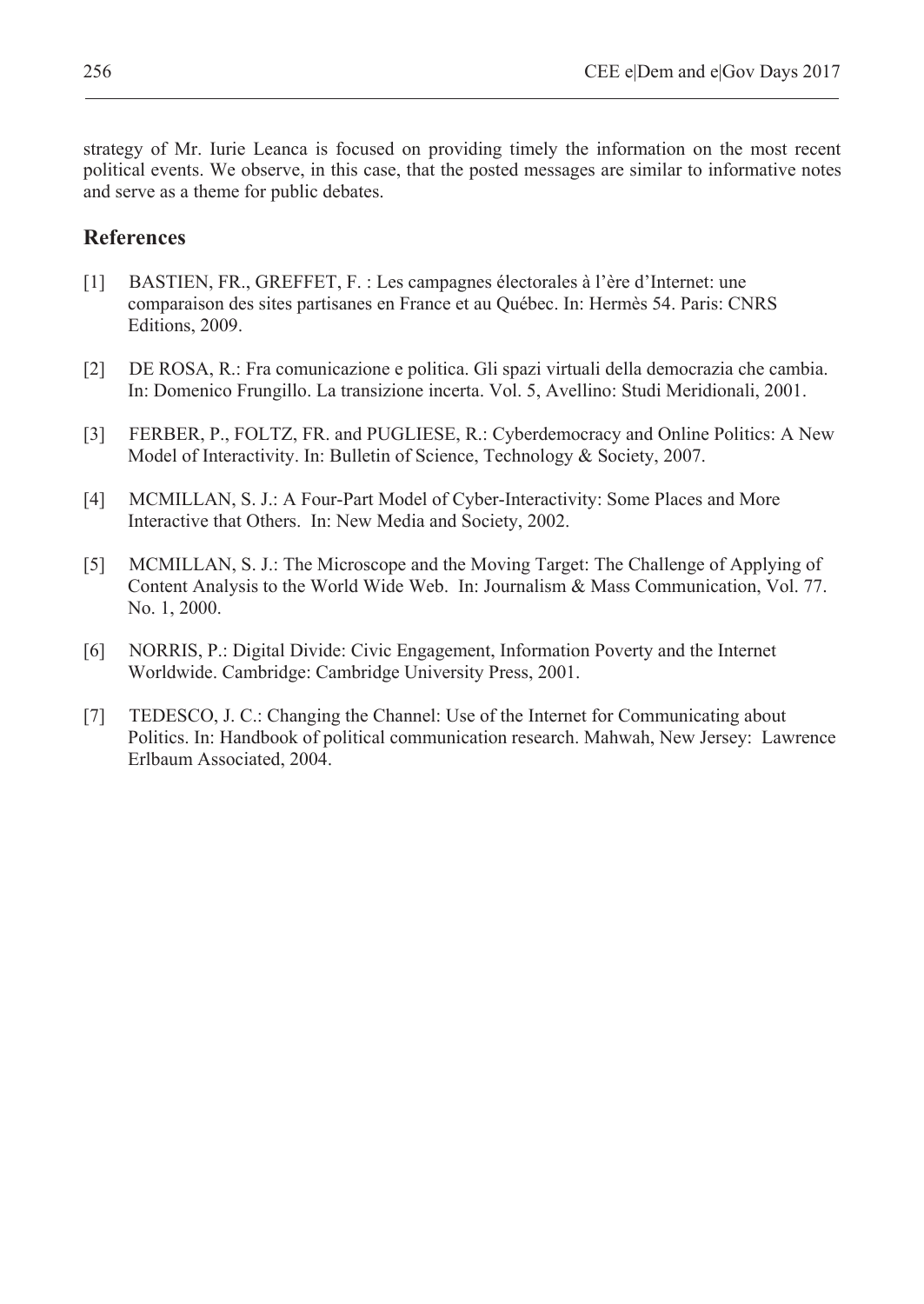strategy of Mr. Iurie Leanca is focused on providing timely the information on the most recent political events. We observe, in this case, that the posted messages are similar to informative notes and serve as a theme for public debates.

## References

[1] BASTIEN, FR., GREFFET, F. : Les campagnes électorales à l'ère d'Internet: une comparaison des sites partisanes en France et au Québec. In: Hermès 54. Paris: CNRS Editions, 2009.

[2] DE ROSA, R.: Fra comunicazione e politica. Gli spazi virtuali della democrazia che cambia. In: Domenico Frungillo. La transizione incerta. Vol. 5, Avellino: Studi Meridionali, 2001.

[3] FERBER, P., FOLTZ, FR. and PUGLIESE, R.: Cyberdemocracy and Online Politics: A New Model of Interactivity. In: Bulletin of Science, Technology & Society, 2007.

[4] MCMILLAN, S. J.: A Four-Part Model of Cyber-Interactivity: Some Places and More Interactive that Others. In: New Media and Society, 2002.

[5] MCMILLAN, S. J.: The Microscope and the Moving Target: The Challenge of Applying of Content Analysis to the World Wide Web. In: Journalism & Mass Communication, Vol. 77. No. 1, 2000.

[6] NORRIS, P.: Digital Divide: Civic Engagement, Information Poverty and the Internet Worldwide. Cambridge: Cambridge University Press, 2001.

[7] TEDESCO, J. C.: Changing the Channel: Use of the Internet for Communicating about Politics. In: Handbook of political communication research. Mahwah, New Jersey: Lawrence Erlbaum Associated, 2004.